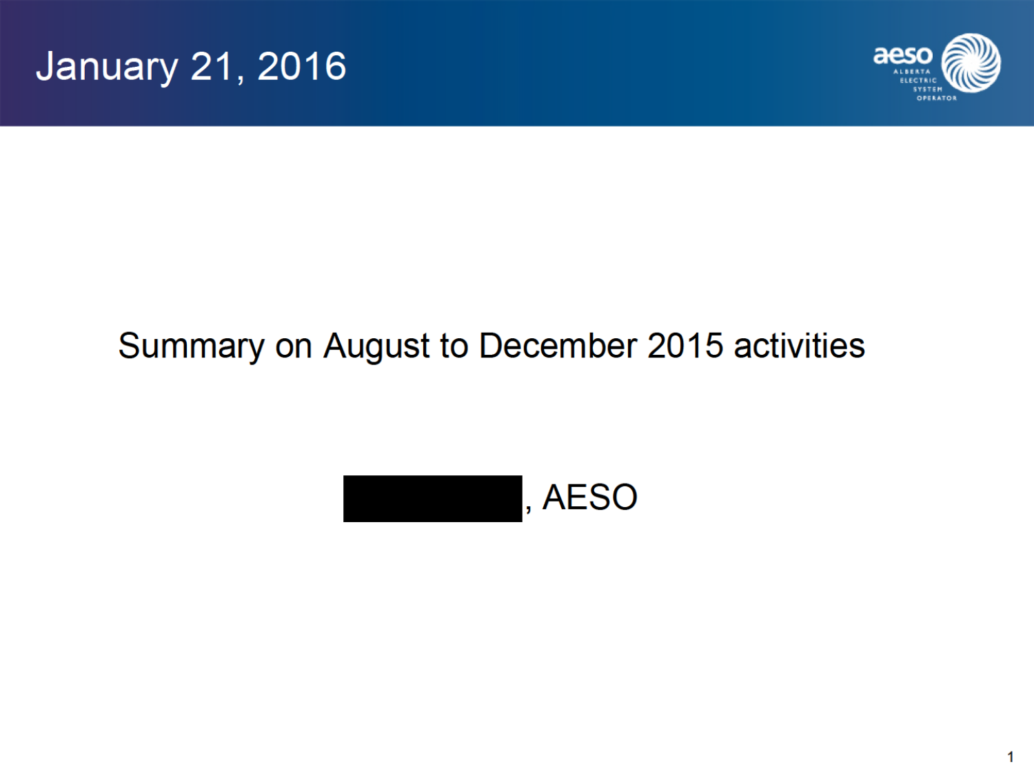# January 21, 2016

aeso ALBERTA ELECTRIC SYSTEM OPERATOR

## Summary on August to December 2015 activities

[REDACTED], AESO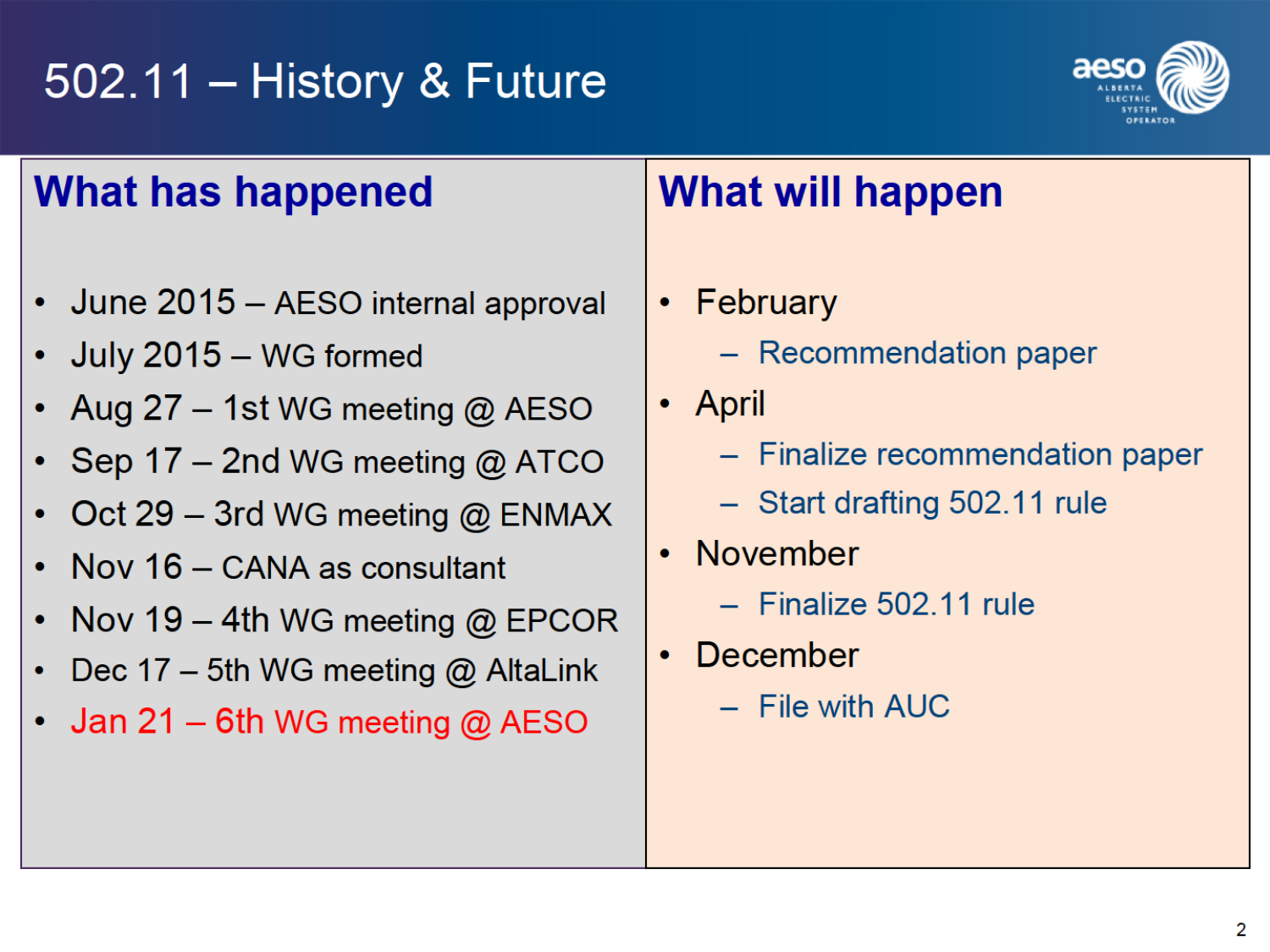# 502.11 – History & Future

## What has happened

- June 2015 – AESO internal approval
- July 2015 – WG formed
- Aug 27 – 1st WG meeting @ AESO
- Sep 17 – 2nd WG meeting @ ATCO
- Oct 29 – 3rd WG meeting @ ENMAX
- Nov 16 – CANA as consultant
- Nov 19 – 4th WG meeting @ EPCOR
- Dec 17 – 5th WG meeting @ AltaLink
- Jan 21 – 6th WG meeting @ AESO

## What will happen

- February
  - Recommendation paper
- April
  - Finalize recommendation paper
  - Start drafting 502.11 rule
- November
  - Finalize 502.11 rule
- December
  - File with AUC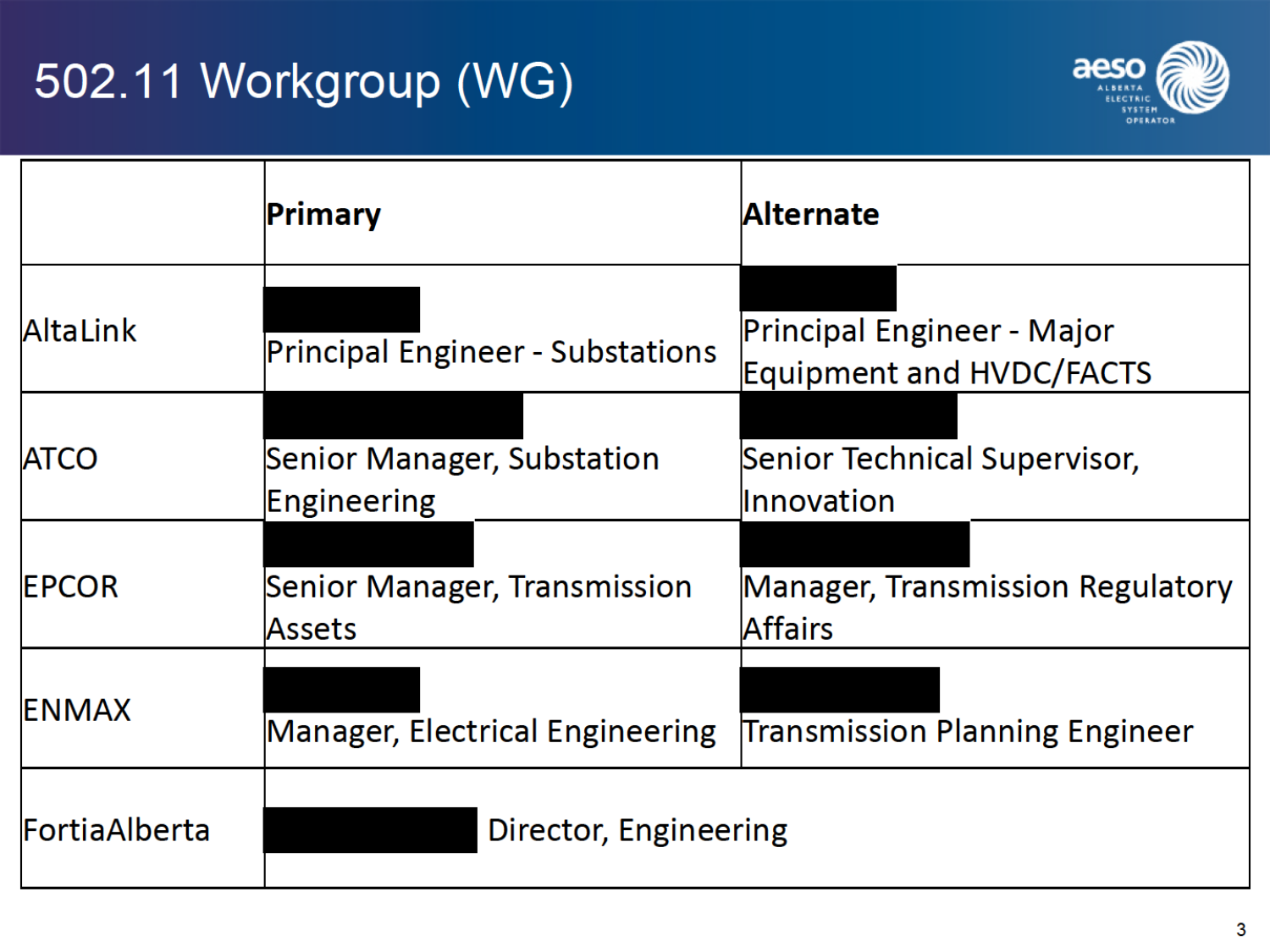# 502.11 Workgroup (WG)

| | Primary | Alternate |
|---|---|---|
| AltaLink | Principal Engineer - Substations | Principal Engineer - Major Equipment and HVDC/FACTS |
| ATCO | Senior Manager, Substation Engineering | Senior Technical Supervisor, Innovation |
| EPCOR | Senior Manager, Transmission Assets | Manager, Transmission Regulatory Affairs |
| ENMAX | Manager, Electrical Engineering | Transmission Planning Engineer |
| FortiaAlberta | Director, Engineering | |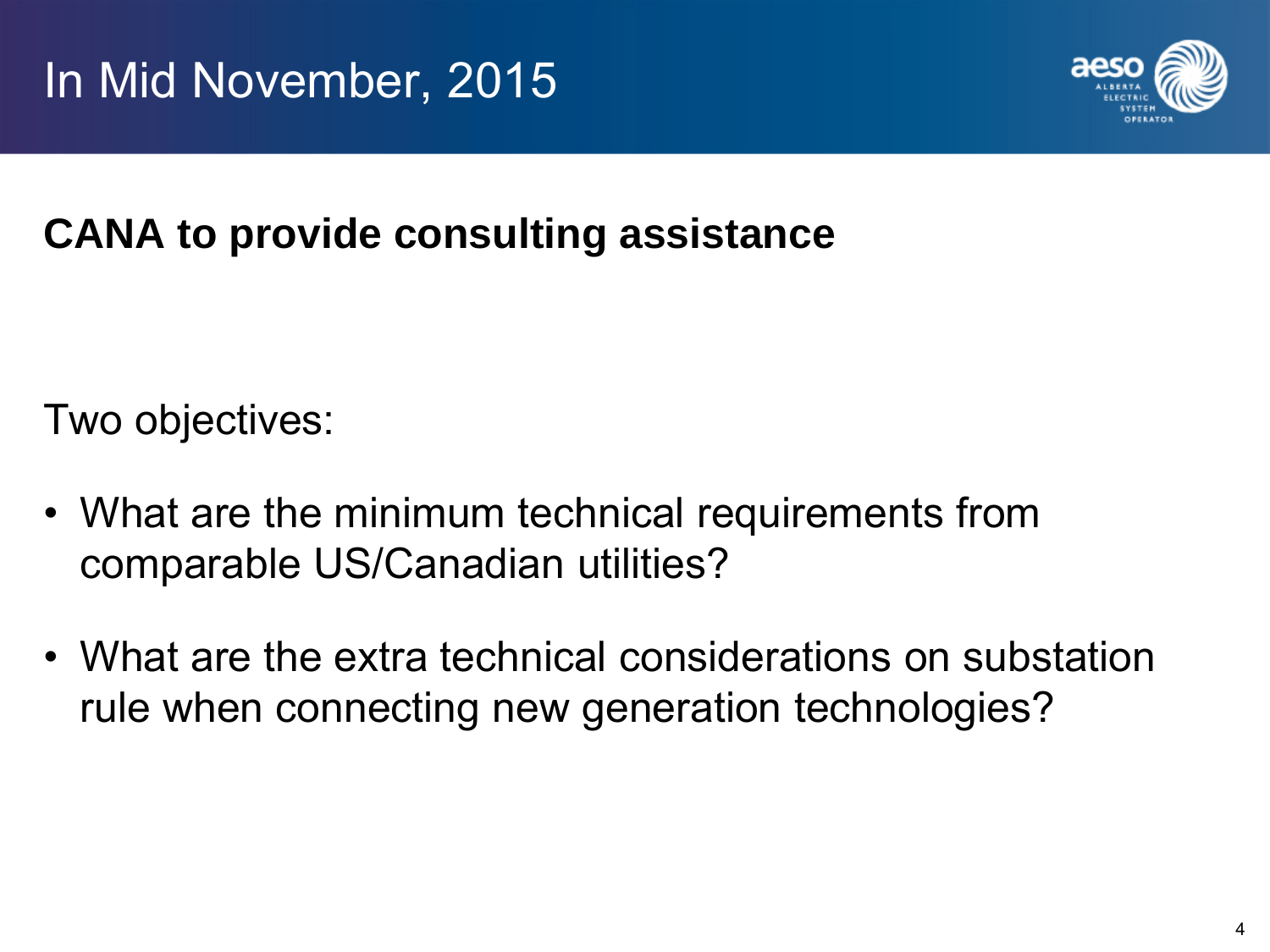# In Mid November, 2015

**CANA to provide consulting assistance**

Two objectives:

- What are the minimum technical requirements from comparable US/Canadian utilities?
- What are the extra technical considerations on substation rule when connecting new generation technologies?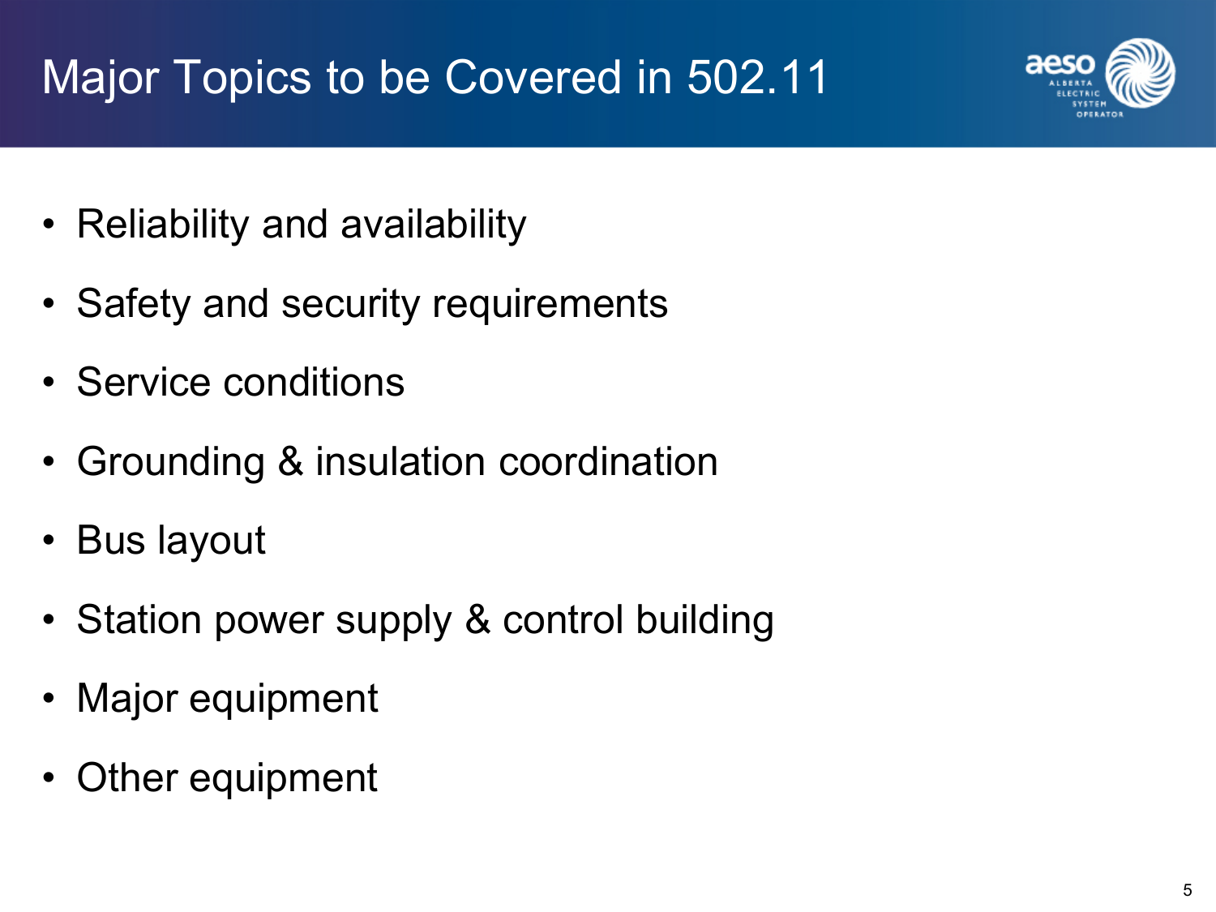# Major Topics to be Covered in 502.11

- Reliability and availability
- Safety and security requirements
- Service conditions
- Grounding & insulation coordination
- Bus layout
- Station power supply & control building
- Major equipment
- Other equipment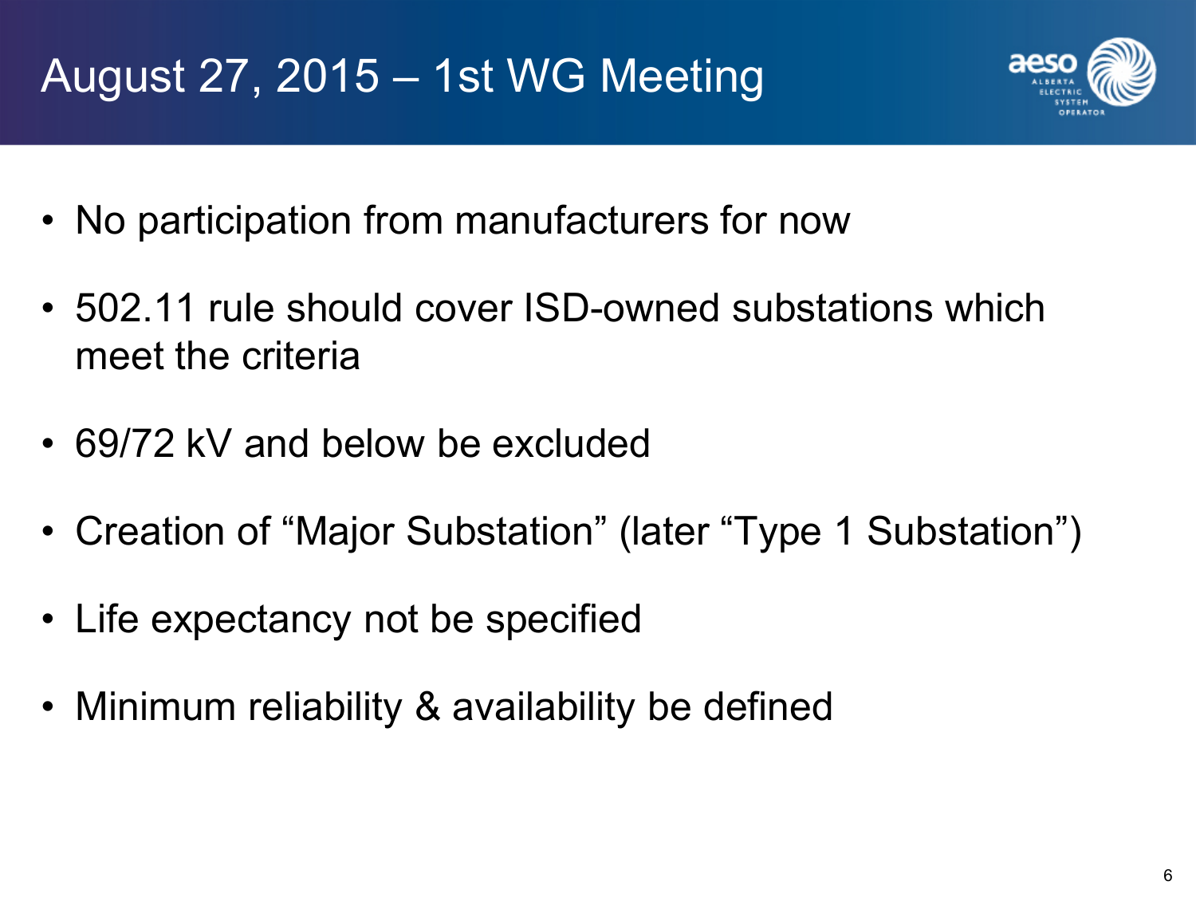# August 27, 2015 – 1st WG Meeting

- No participation from manufacturers for now
- 502.11 rule should cover ISD-owned substations which meet the criteria
- 69/72 kV and below be excluded
- Creation of "Major Substation" (later "Type 1 Substation")
- Life expectancy not be specified
- Minimum reliability & availability be defined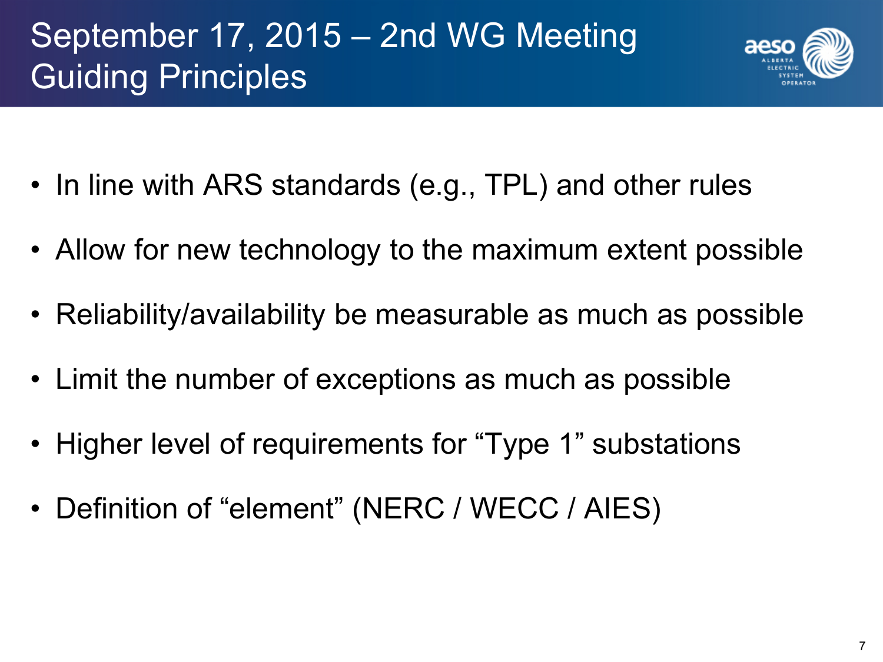# September 17, 2015 – 2nd WG Meeting Guiding Principles

- In line with ARS standards (e.g., TPL) and other rules
- Allow for new technology to the maximum extent possible
- Reliability/availability be measurable as much as possible
- Limit the number of exceptions as much as possible
- Higher level of requirements for "Type 1" substations
- Definition of "element" (NERC / WECC / AIES)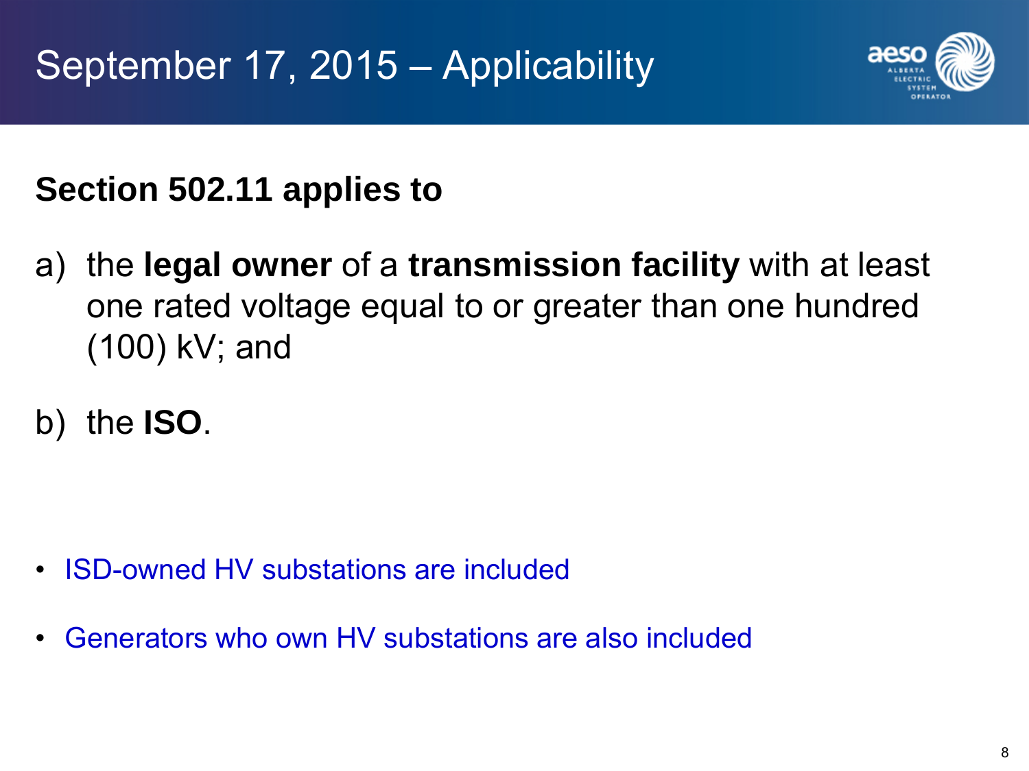# September 17, 2015 – Applicability

**Section 502.11 applies to**

a) the **legal owner** of a **transmission facility** with at least one rated voltage equal to or greater than one hundred (100) kV; and

b) the **ISO**.

- ISD-owned HV substations are included
- Generators who own HV substations are also included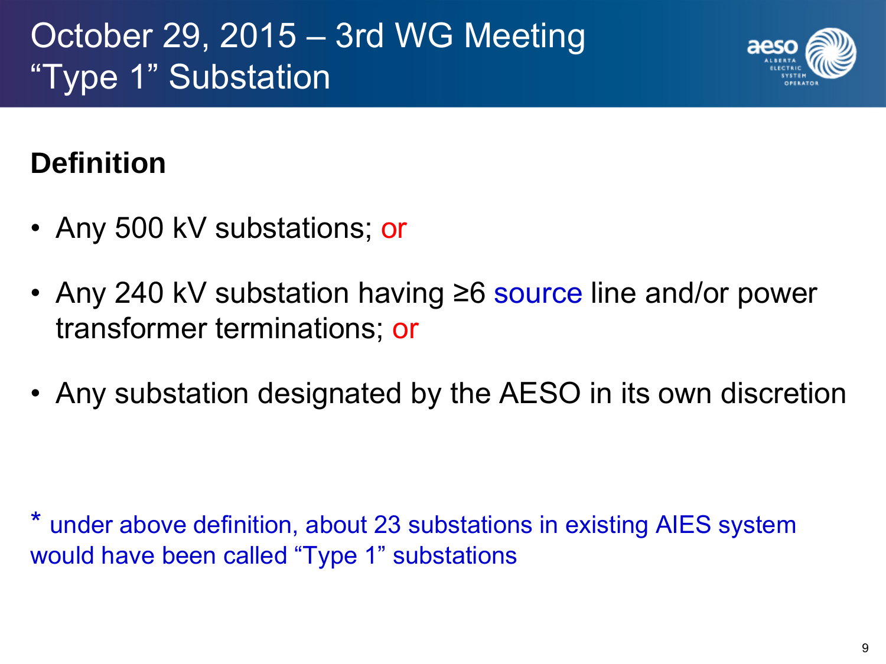# October 29, 2015 – 3rd WG Meeting "Type 1" Substation

## Definition

- Any 500 kV substations; or
- Any 240 kV substation having ≥6 source line and/or power transformer terminations; or
- Any substation designated by the AESO in its own discretion

* under above definition, about 23 substations in existing AIES system would have been called "Type 1" substations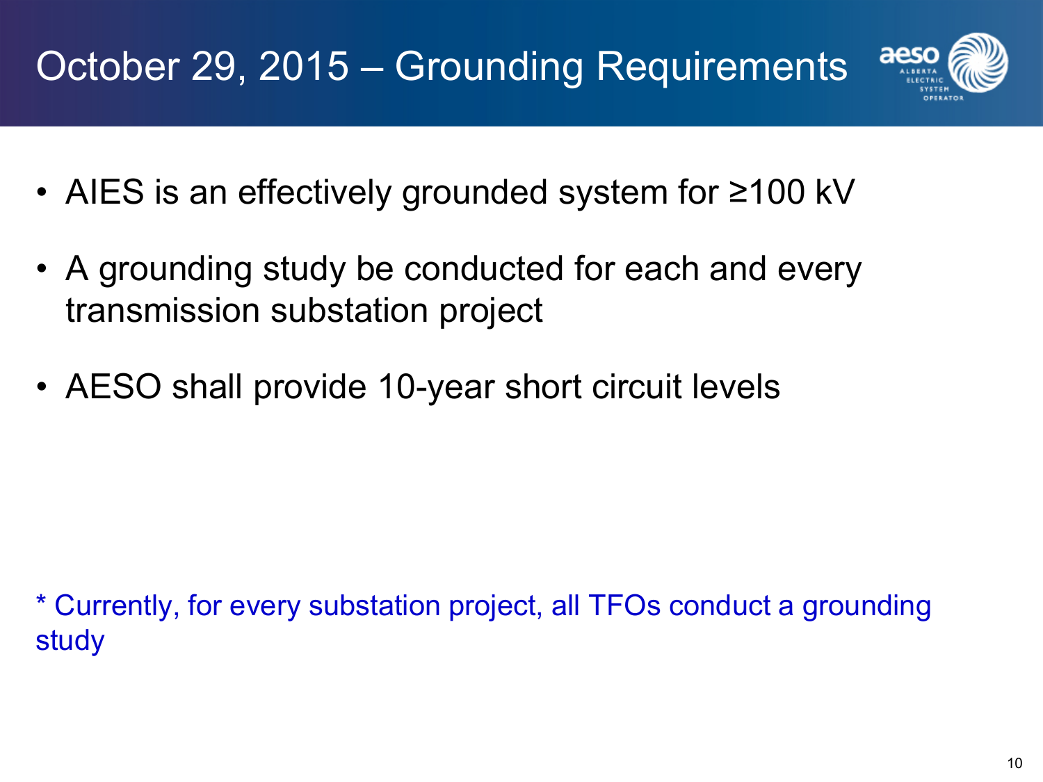# October 29, 2015 – Grounding Requirements

- AIES is an effectively grounded system for ≥100 kV
- A grounding study be conducted for each and every transmission substation project
- AESO shall provide 10-year short circuit levels

* Currently, for every substation project, all TFOs conduct a grounding study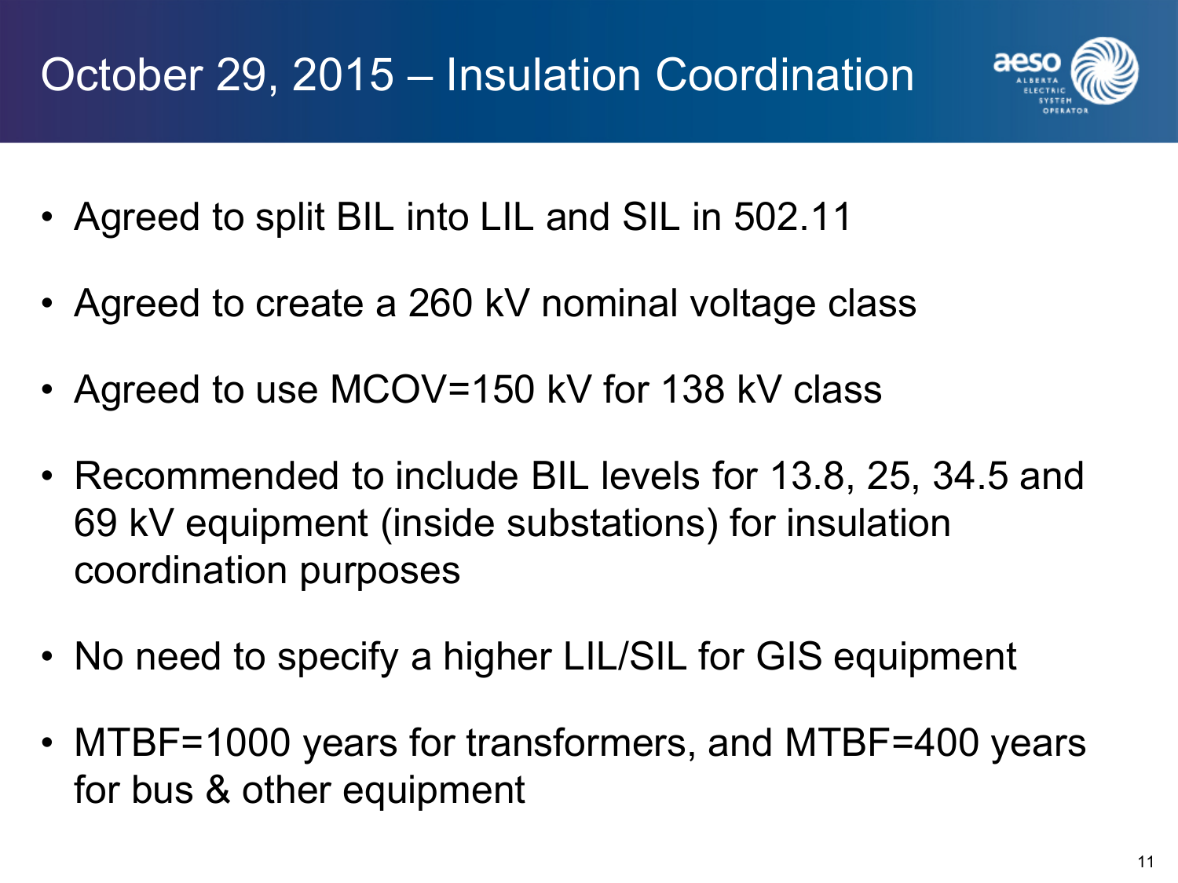# October 29, 2015 – Insulation Coordination

- Agreed to split BIL into LIL and SIL in 502.11
- Agreed to create a 260 kV nominal voltage class
- Agreed to use MCOV=150 kV for 138 kV class
- Recommended to include BIL levels for 13.8, 25, 34.5 and 69 kV equipment (inside substations) for insulation coordination purposes
- No need to specify a higher LIL/SIL for GIS equipment
- MTBF=1000 years for transformers, and MTBF=400 years for bus & other equipment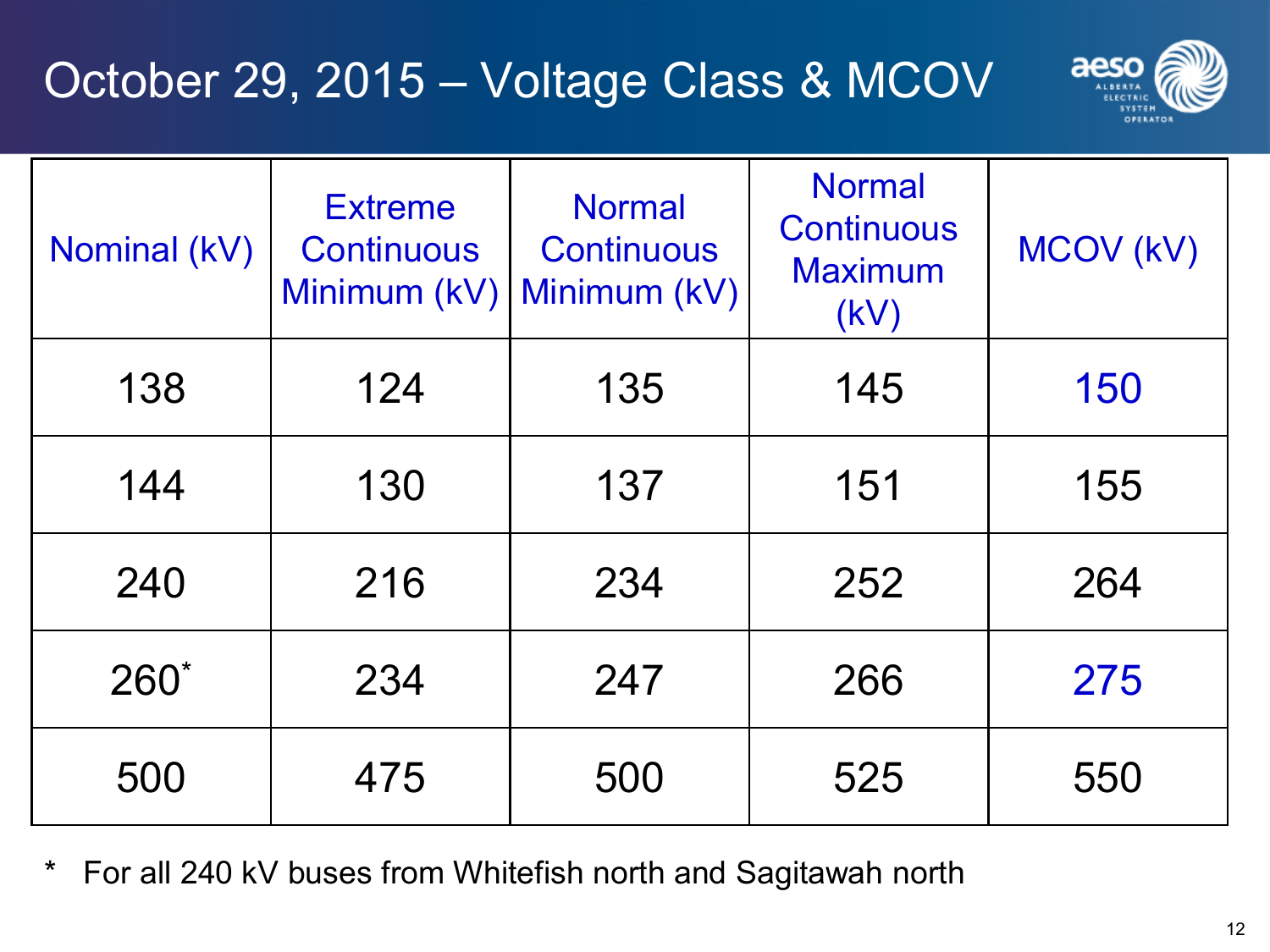# October 29, 2015 – Voltage Class & MCOV

| Nominal (kV) | Extreme Continuous Minimum (kV) | Normal Continuous Minimum (kV) | Normal Continuous Maximum (kV) | MCOV (kV) |
|---|---|---|---|---|
| 138 | 124 | 135 | 145 | 150 |
| 144 | 130 | 137 | 151 | 155 |
| 240 | 216 | 234 | 252 | 264 |
| 260* | 234 | 247 | 266 | 275 |
| 500 | 475 | 500 | 525 | 550 |

\* For all 240 kV buses from Whitefish north and Sagitawah north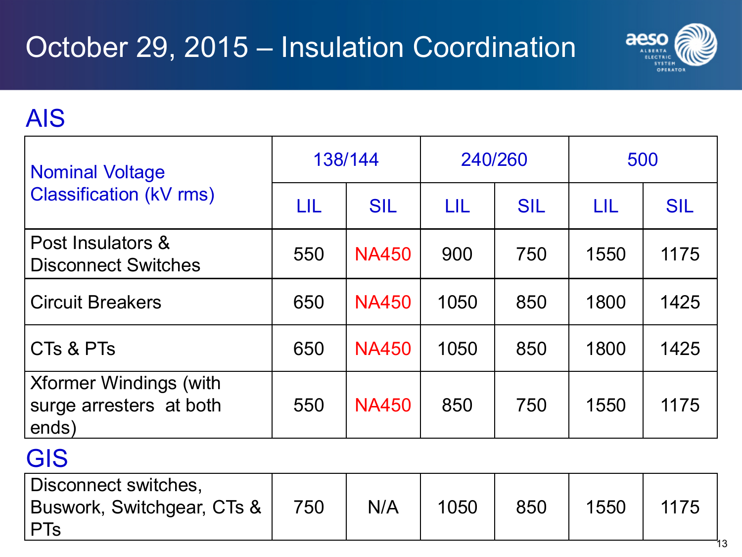# October 29, 2015 – Insulation Coordination

## AIS

| Nominal Voltage Classification (kV rms) | 138/144 | | 240/260 | | 500 | |
|---|---|---|---|---|---|---|
| | LIL | SIL | LIL | SIL | LIL | SIL |
| Post Insulators & Disconnect Switches | 550 | NA450 | 900 | 750 | 1550 | 1175 |
| Circuit Breakers | 650 | NA450 | 1050 | 850 | 1800 | 1425 |
| CTs & PTs | 650 | NA450 | 1050 | 850 | 1800 | 1425 |
| Xformer Windings (with surge arresters at both ends) | 550 | NA450 | 850 | 750 | 1550 | 1175 |

## GIS

| | | | | | | |
|---|---|---|---|---|---|---|
| Disconnect switches, Buswork, Switchgear, CTs & PTs | 750 | N/A | 1050 | 850 | 1550 | 1175 |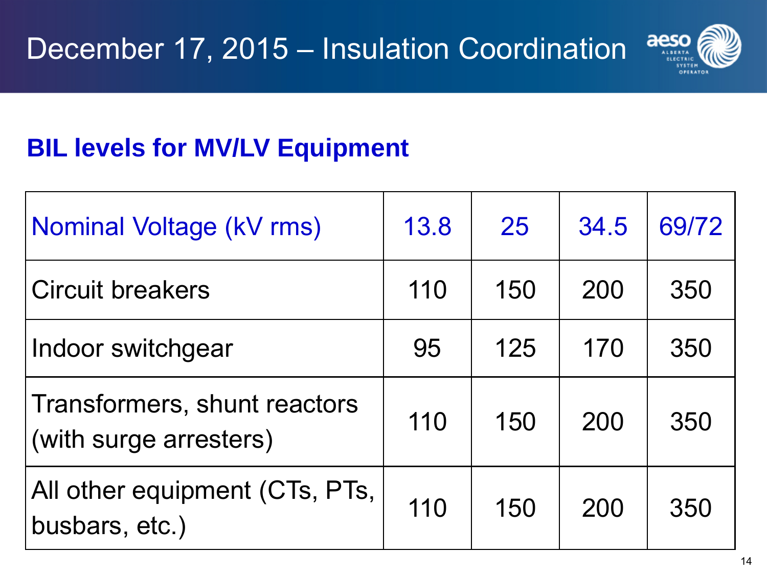# December 17, 2015 – Insulation Coordination

## BIL levels for MV/LV Equipment

| Nominal Voltage (kV rms) | 13.8 | 25 | 34.5 | 69/72 |
|---|---|---|---|---|
| Circuit breakers | 110 | 150 | 200 | 350 |
| Indoor switchgear | 95 | 125 | 170 | 350 |
| Transformers, shunt reactors (with surge arresters) | 110 | 150 | 200 | 350 |
| All other equipment (CTs, PTs, busbars, etc.) | 110 | 150 | 200 | 350 |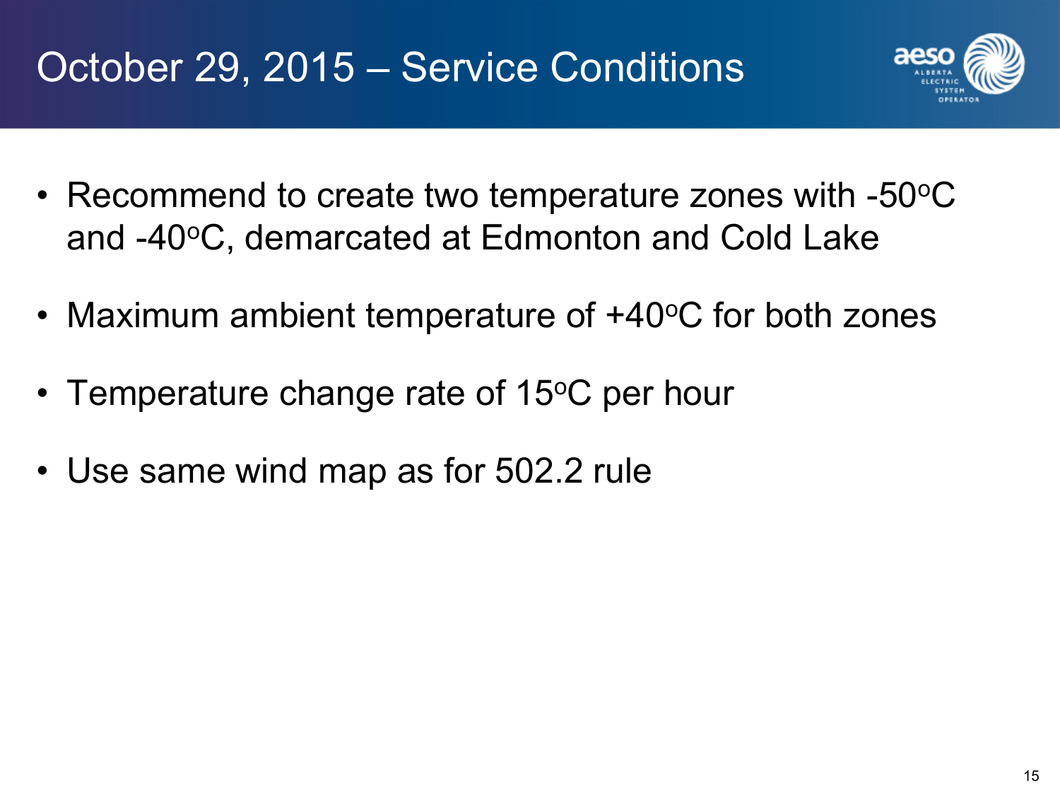# October 29, 2015 – Service Conditions

- Recommend to create two temperature zones with -50°C and -40°C, demarcated at Edmonton and Cold Lake
- Maximum ambient temperature of +40°C for both zones
- Temperature change rate of 15°C per hour
- Use same wind map as for 502.2 rule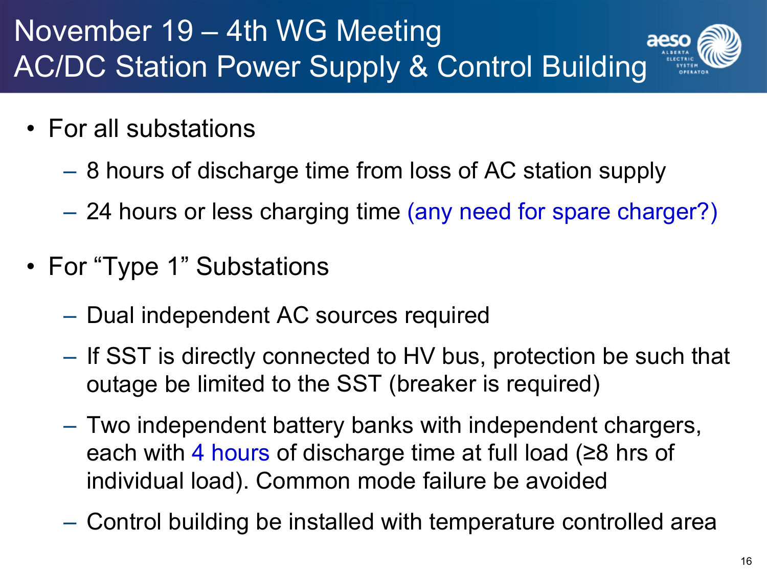# November 19 – 4th WG Meeting
# AC/DC Station Power Supply & Control Building

- For all substations
  - 8 hours of discharge time from loss of AC station supply
  - 24 hours or less charging time (any need for spare charger?)
- For "Type 1" Substations
  - Dual independent AC sources required
  - If SST is directly connected to HV bus, protection be such that outage be limited to the SST (breaker is required)
  - Two independent battery banks with independent chargers, each with 4 hours of discharge time at full load (≥8 hrs of individual load). Common mode failure be avoided
  - Control building be installed with temperature controlled area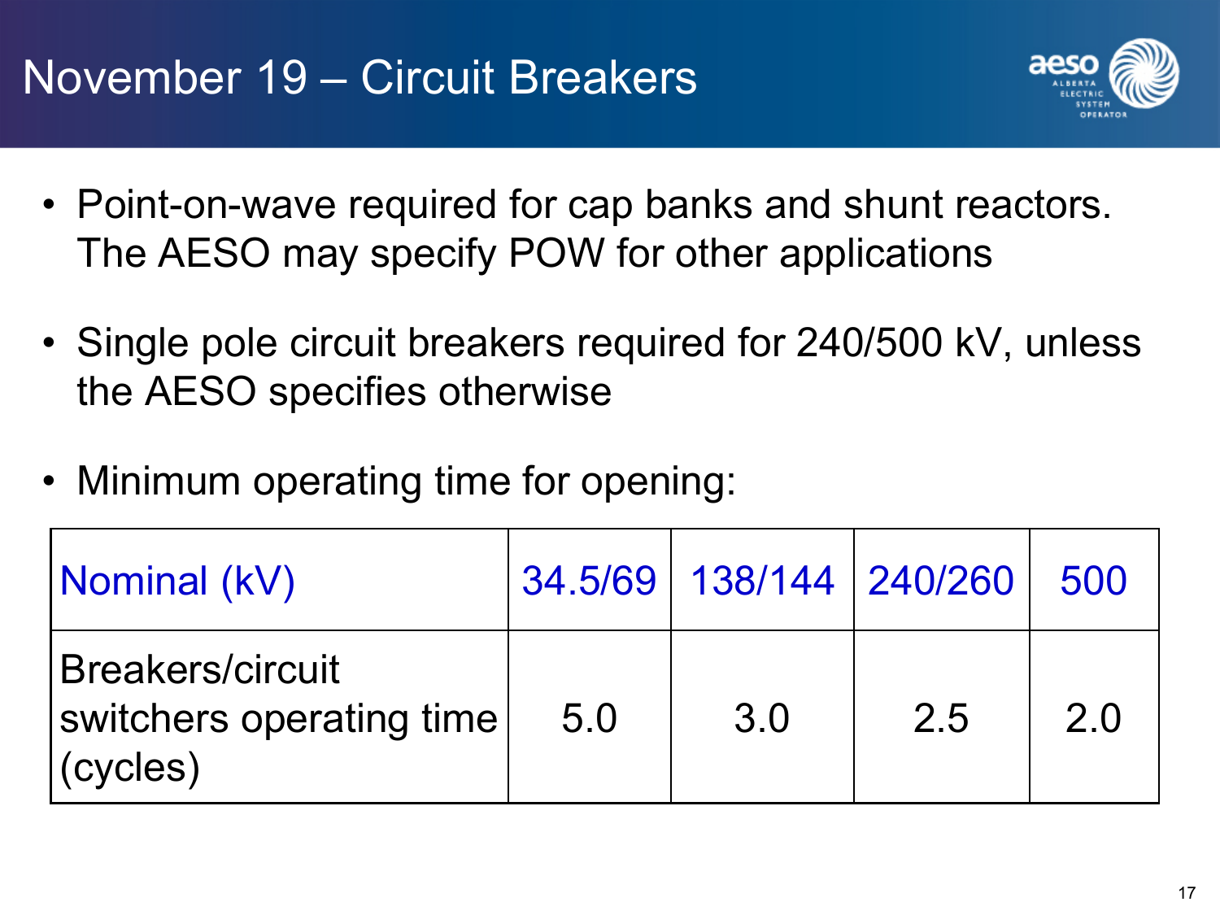# November 19 – Circuit Breakers

- Point-on-wave required for cap banks and shunt reactors. The AESO may specify POW for other applications
- Single pole circuit breakers required for 240/500 kV, unless the AESO specifies otherwise
- Minimum operating time for opening:

| Nominal (kV) | 34.5/69 | 138/144 | 240/260 | 500 |
|---|---|---|---|---|
| Breakers/circuit switchers operating time (cycles) | 5.0 | 3.0 | 2.5 | 2.0 |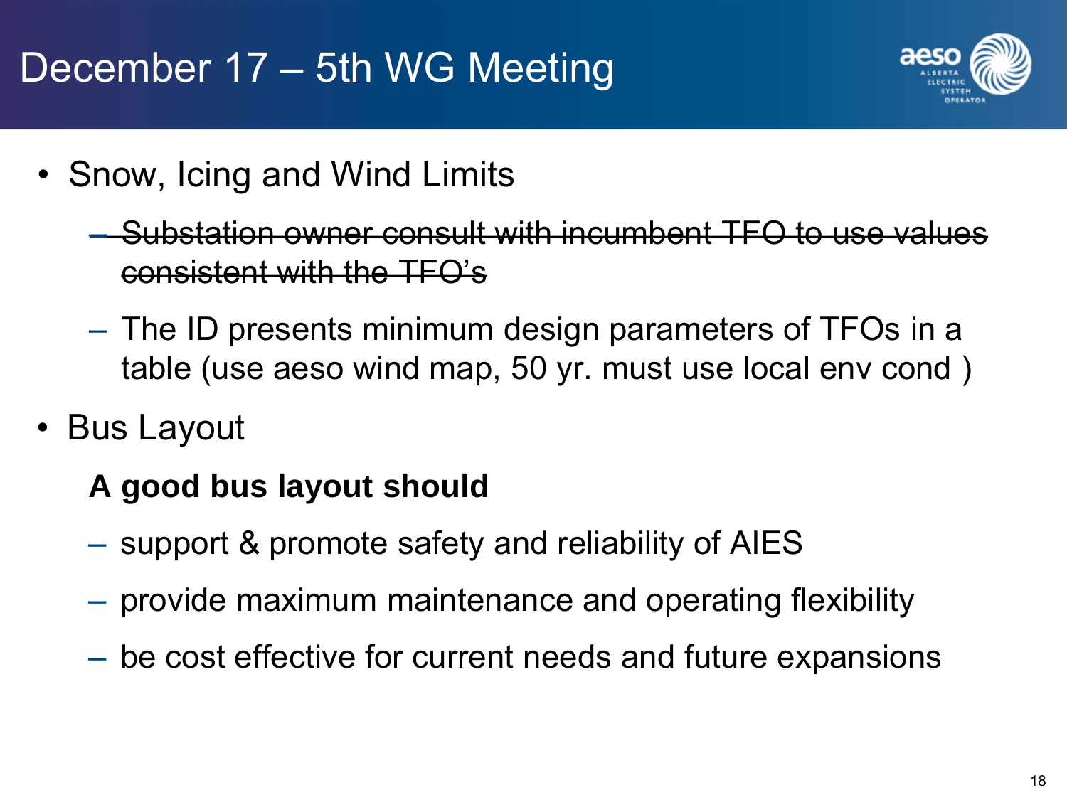# December 17 – 5th WG Meeting

- Snow, Icing and Wind Limits
  - ~~Substation owner consult with incumbent TFO to use values consistent with the TFO's~~
  - The ID presents minimum design parameters of TFOs in a table (use aeso wind map, 50 yr. must use local env cond )
- Bus Layout

  **A good bus layout should**

  - support & promote safety and reliability of AIES
  - provide maximum maintenance and operating flexibility
  - be cost effective for current needs and future expansions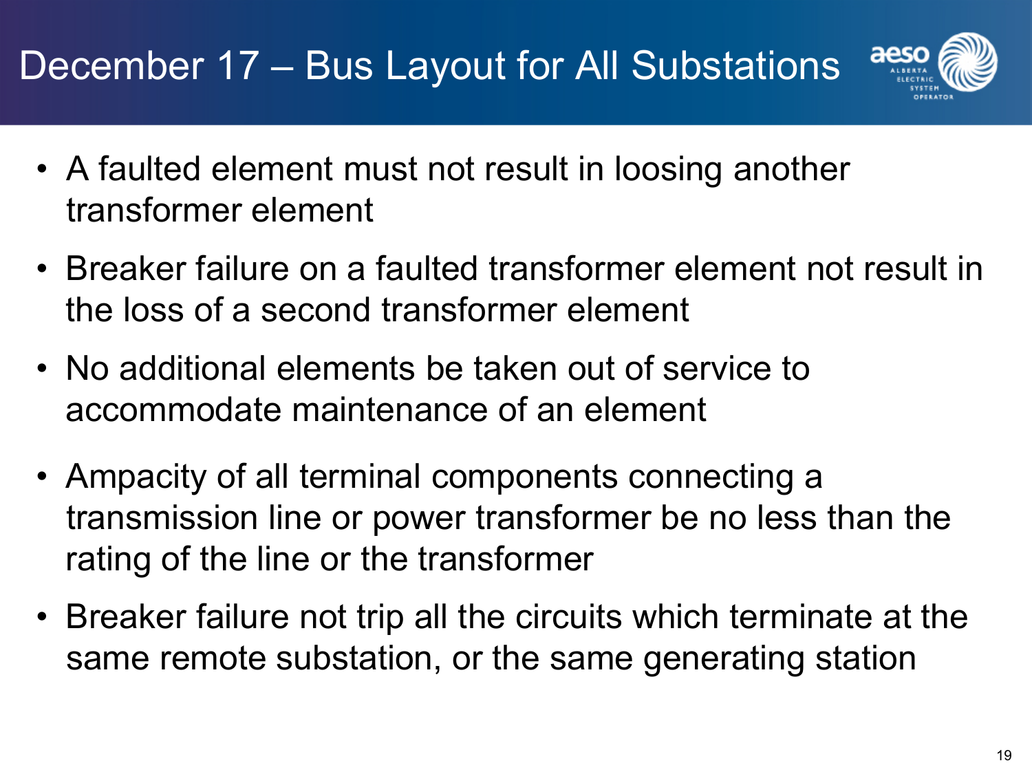# December 17 – Bus Layout for All Substations

- A faulted element must not result in loosing another transformer element
- Breaker failure on a faulted transformer element not result in the loss of a second transformer element
- No additional elements be taken out of service to accommodate maintenance of an element
- Ampacity of all terminal components connecting a transmission line or power transformer be no less than the rating of the line or the transformer
- Breaker failure not trip all the circuits which terminate at the same remote substation, or the same generating station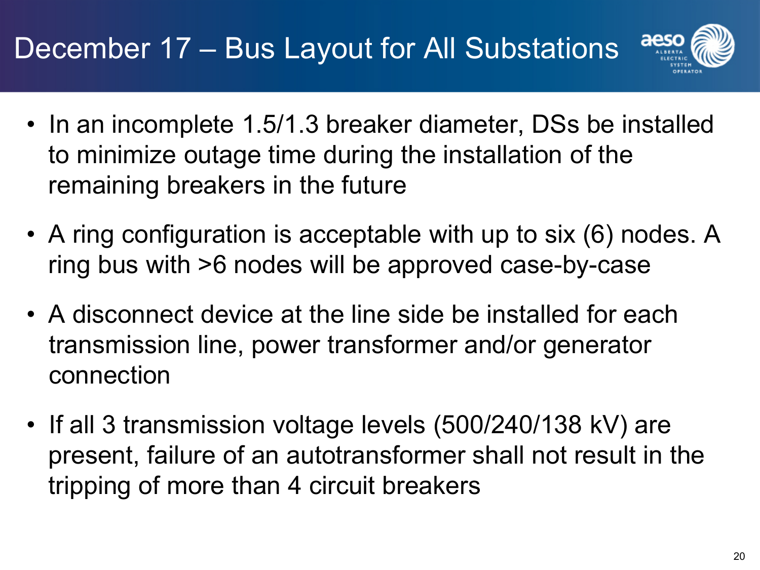# December 17 – Bus Layout for All Substations

- In an incomplete 1.5/1.3 breaker diameter, DSs be installed to minimize outage time during the installation of the remaining breakers in the future
- A ring configuration is acceptable with up to six (6) nodes. A ring bus with >6 nodes will be approved case-by-case
- A disconnect device at the line side be installed for each transmission line, power transformer and/or generator connection
- If all 3 transmission voltage levels (500/240/138 kV) are present, failure of an autotransformer shall not result in the tripping of more than 4 circuit breakers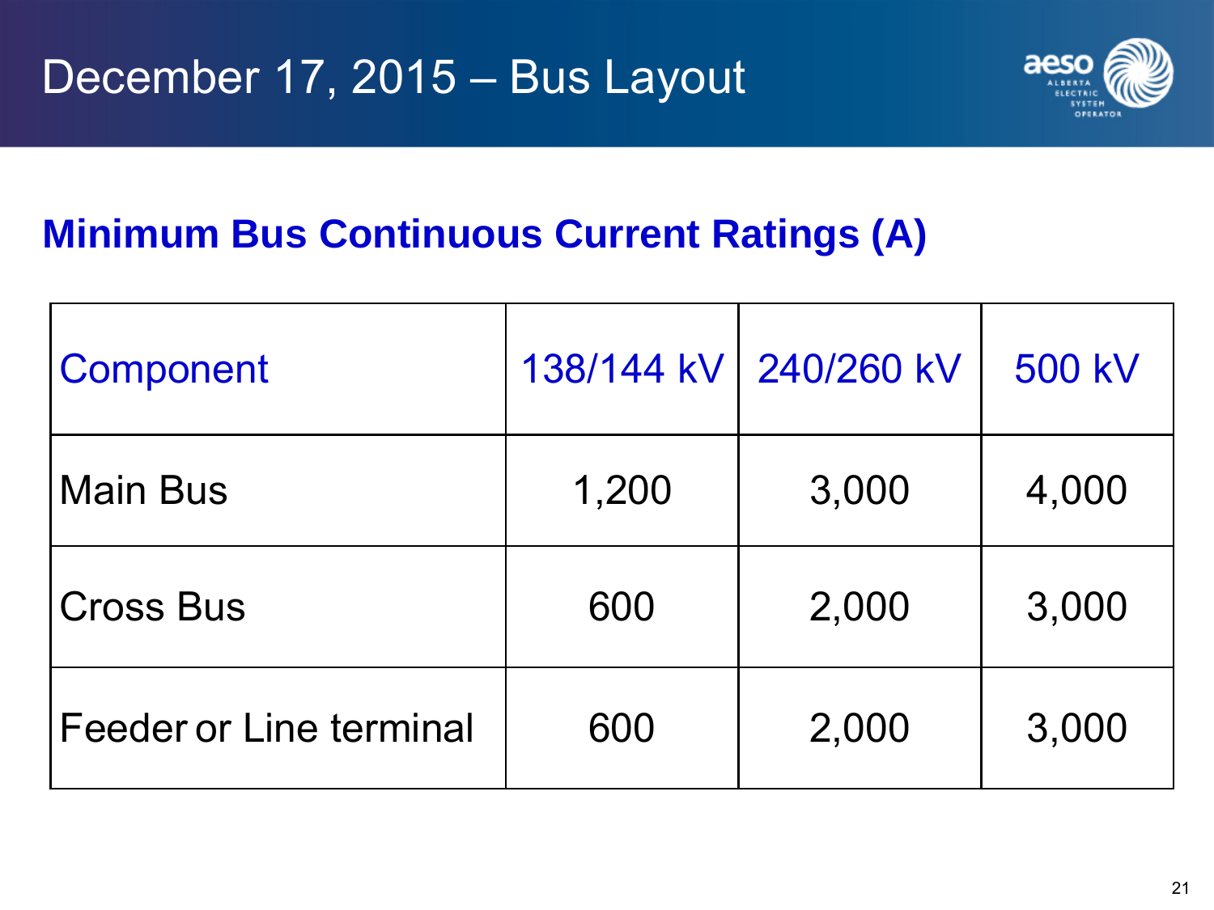# December 17, 2015 – Bus Layout

## Minimum Bus Continuous Current Ratings (A)

| Component | 138/144 kV | 240/260 kV | 500 kV |
|---|---|---|---|
| Main Bus | 1,200 | 3,000 | 4,000 |
| Cross Bus | 600 | 2,000 | 3,000 |
| Feeder or Line terminal | 600 | 2,000 | 3,000 |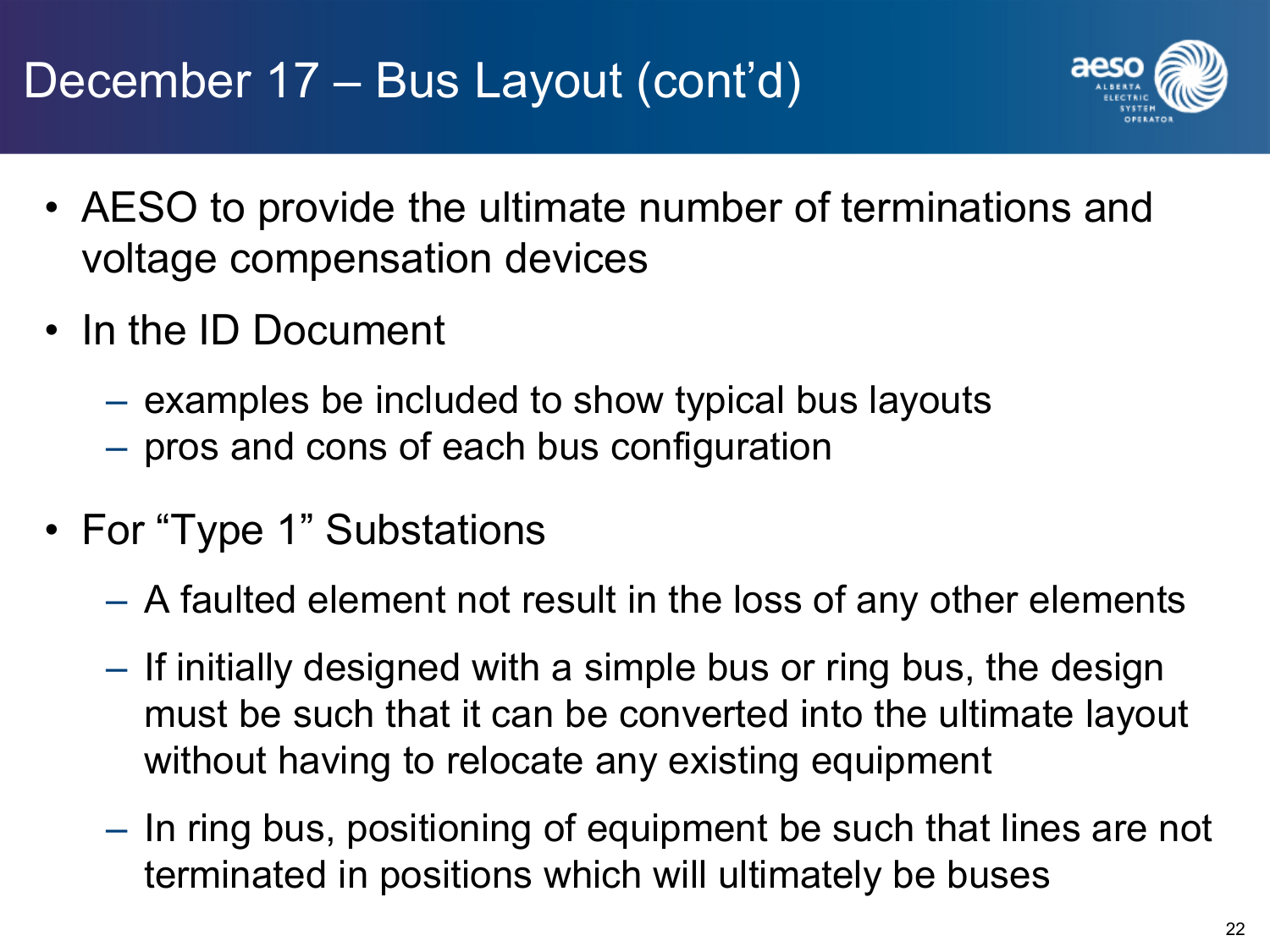# December 17 – Bus Layout (cont'd)

- AESO to provide the ultimate number of terminations and voltage compensation devices
- In the ID Document
  - examples be included to show typical bus layouts
  - pros and cons of each bus configuration
- For "Type 1" Substations
  - A faulted element not result in the loss of any other elements
  - If initially designed with a simple bus or ring bus, the design must be such that it can be converted into the ultimate layout without having to relocate any existing equipment
  - In ring bus, positioning of equipment be such that lines are not terminated in positions which will ultimately be buses